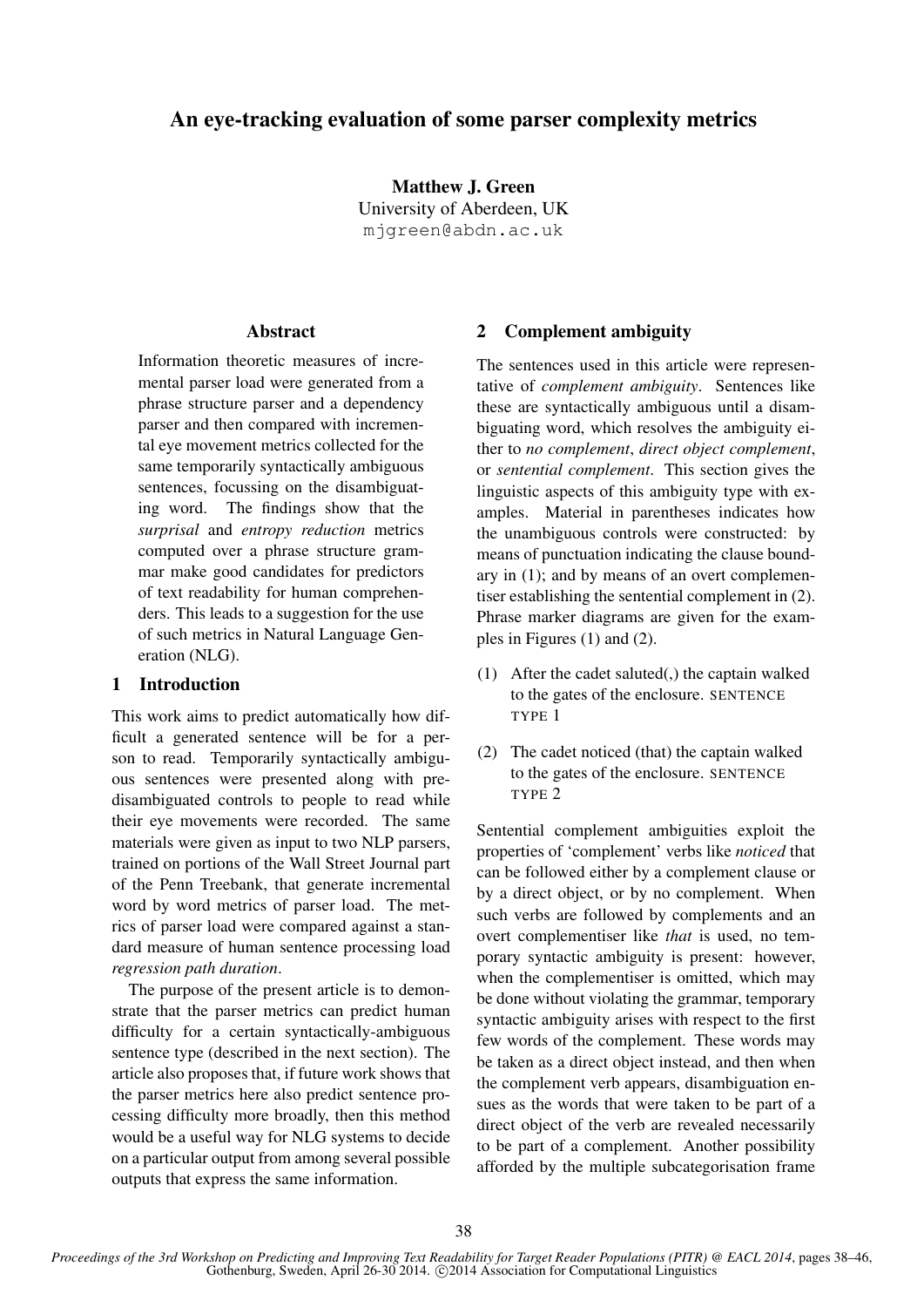# An eye-tracking evaluation of some parser complexity metrics

**Matthew J. Green**
University of Aberdeen, UK
mjgreen@abdn.ac.uk

## Abstract

Information theoretic measures of incremental parser load were generated from a phrase structure parser and a dependency parser and then compared with incremental eye movement metrics collected for the same temporarily syntactically ambiguous sentences, focussing on the disambiguating word. The findings show that the *surprisal* and *entropy reduction* metrics computed over a phrase structure grammar make good candidates for predictors of text readability for human comprehenders. This leads to a suggestion for the use of such metrics in Natural Language Generation (NLG).

## 1 Introduction

This work aims to predict automatically how difficult a generated sentence will be for a person to read. Temporarily syntactically ambiguous sentences were presented along with pre-disambiguated controls to people to read while their eye movements were recorded. The same materials were given as input to two NLP parsers, trained on portions of the Wall Street Journal part of the Penn Treebank, that generate incremental word by word metrics of parser load. The metrics of parser load were compared against a standard measure of human sentence processing load *regression path duration*.

The purpose of the present article is to demonstrate that the parser metrics can predict human difficulty for a certain syntactically-ambiguous sentence type (described in the next section). The article also proposes that, if future work shows that the parser metrics here also predict sentence processing difficulty more broadly, then this method would be a useful way for NLG systems to decide on a particular output from among several possible outputs that express the same information.

## 2 Complement ambiguity

The sentences used in this article were representative of *complement ambiguity*. Sentences like these are syntactically ambiguous until a disambiguating word, which resolves the ambiguity either to *no complement*, *direct object complement*, or *sentential complement*. This section gives the linguistic aspects of this ambiguity type with examples. Material in parentheses indicates how the unambiguous controls were constructed: by means of punctuation indicating the clause boundary in (1); and by means of an overt complementiser establishing the sentential complement in (2). Phrase marker diagrams are given for the examples in Figures (1) and (2).

(1) After the cadet saluted(,) the captain walked to the gates of the enclosure. SENTENCE TYPE 1

(2) The cadet noticed (that) the captain walked to the gates of the enclosure. SENTENCE TYPE 2

Sentential complement ambiguities exploit the properties of 'complement' verbs like *noticed* that can be followed either by a complement clause or by a direct object, or by no complement. When such verbs are followed by complements and an overt complementiser like *that* is used, no temporary syntactic ambiguity is present: however, when the complementiser is omitted, which may be done without violating the grammar, temporary syntactic ambiguity arises with respect to the first few words of the complement. These words may be taken as a direct object instead, and then when the complement verb appears, disambiguation ensues as the words that were taken to be part of a direct object of the verb are revealed necessarily to be part of a complement. Another possibility afforded by the multiple subcategorisation frame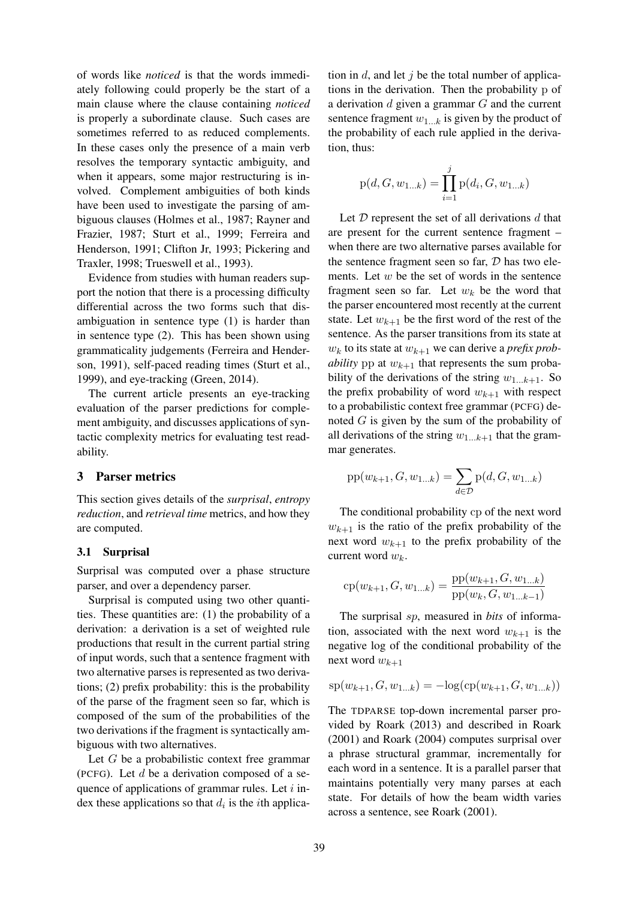of words like *noticed* is that the words immediately following could properly be the start of a main clause where the clause containing *noticed* is properly a subordinate clause. Such cases are sometimes referred to as reduced complements. In these cases only the presence of a main verb resolves the temporary syntactic ambiguity, and when it appears, some major restructuring is involved. Complement ambiguities of both kinds have been used to investigate the parsing of ambiguous clauses (Holmes et al., 1987; Rayner and Frazier, 1987; Sturt et al., 1999; Ferreira and Henderson, 1991; Clifton Jr, 1993; Pickering and Traxler, 1998; Trueswell et al., 1993).

Evidence from studies with human readers support the notion that there is a processing difficulty differential across the two forms such that disambiguation in sentence type (1) is harder than in sentence type (2). This has been shown using grammaticality judgements (Ferreira and Henderson, 1991), self-paced reading times (Sturt et al., 1999), and eye-tracking (Green, 2014).

The current article presents an eye-tracking evaluation of the parser predictions for complement ambiguity, and discusses applications of syntactic complexity metrics for evaluating test readability.

## 3 Parser metrics

This section gives details of the *surprisal*, *entropy reduction*, and *retrieval time* metrics, and how they are computed.

### 3.1 Surprisal

Surprisal was computed over a phase structure parser, and over a dependency parser.

Surprisal is computed using two other quantities. These quantities are: (1) the probability of a derivation: a derivation is a set of weighted rule productions that result in the current partial string of input words, such that a sentence fragment with two alternative parses is represented as two derivations; (2) prefix probability: this is the probability of the parse of the fragment seen so far, which is composed of the sum of the probabilities of the two derivations if the fragment is syntactically ambiguous with two alternatives.

Let $G$ be a probabilistic context free grammar (PCFG). Let $d$ be a derivation composed of a sequence of applications of grammar rules. Let $i$ index these applications so that $d_i$ is the $i$th application in $d$, and let $j$ be the total number of applications in the derivation. Then the probability $\mathrm{p}$ of a derivation $d$ given a grammar $G$ and the current sentence fragment $w_{1...k}$ is given by the product of the probability of each rule applied in the derivation, thus:

$$\mathrm{p}(d, G, w_{1...k}) = \prod_{i=1}^{j} \mathrm{p}(d_i, G, w_{1...k})$$

Let $\mathcal{D}$ represent the set of all derivations $d$ that are present for the current sentence fragment – when there are two alternative parses available for the sentence fragment seen so far, $\mathcal{D}$ has two elements. Let $w$ be the set of words in the sentence fragment seen so far. Let $w_k$ be the word that the parser encountered most recently at the current state. Let $w_{k+1}$ be the first word of the rest of the sentence. As the parser transitions from its state at $w_k$ to its state at $w_{k+1}$ we can derive a *prefix probability* $\mathrm{pp}$ at $w_{k+1}$ that represents the sum probability of the derivations of the string $w_{1...k+1}$. So the prefix probability of word $w_{k+1}$ with respect to a probabilistic context free grammar (PCFG) denoted $G$ is given by the sum of the probability of all derivations of the string $w_{1...k+1}$ that the grammar generates.

$$\mathrm{pp}(w_{k+1}, G, w_{1...k}) = \sum_{d \in \mathcal{D}} \mathrm{p}(d, G, w_{1...k})$$

The conditional probability $\mathrm{cp}$ of the next word $w_{k+1}$ is the ratio of the prefix probability of the next word $w_{k+1}$ to the prefix probability of the current word $w_k$.

$$\mathrm{cp}(w_{k+1}, G, w_{1...k}) = \frac{\mathrm{pp}(w_{k+1}, G, w_{1...k})}{\mathrm{pp}(w_k, G, w_{1...k-1})}$$

The surprisal $sp$, measured in *bits* of information, associated with the next word $w_{k+1}$ is the negative log of the conditional probability of the next word $w_{k+1}$

$$\mathrm{sp}(w_{k+1}, G, w_{1...k}) = -\log(\mathrm{cp}(w_{k+1}, G, w_{1...k}))$$

The TDPARSE top-down incremental parser provided by Roark (2013) and described in Roark (2001) and Roark (2004) computes surprisal over a phrase structural grammar, incrementally for each word in a sentence. It is a parallel parser that maintains potentially very many parses at each state. For details of how the beam width varies across a sentence, see Roark (2001).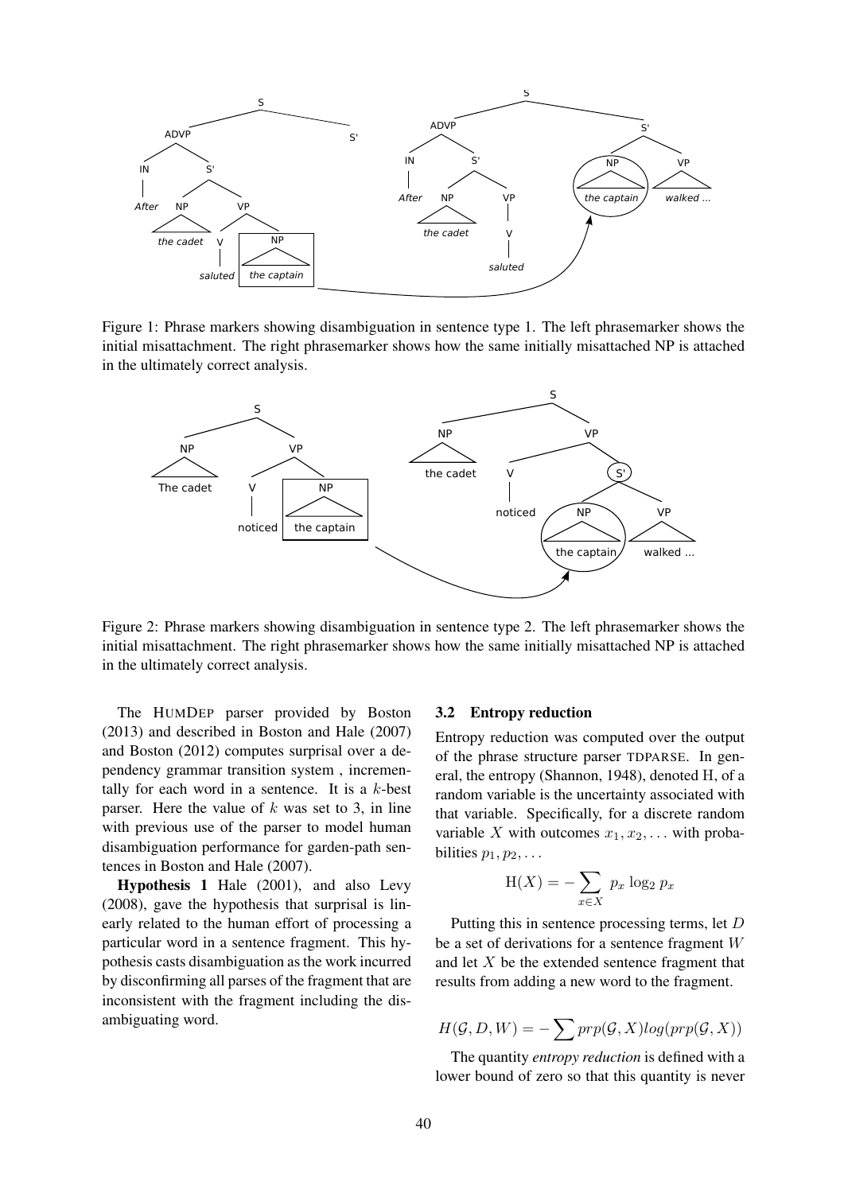Figure 1: Phrase markers showing disambiguation in sentence type 1. The left phrasemarker shows the initial misattachment. The right phrasemarker shows how the same initially misattached NP is attached in the ultimately correct analysis.

Figure 2: Phrase markers showing disambiguation in sentence type 2. The left phrasemarker shows the initial misattachment. The right phrasemarker shows how the same initially misattached NP is attached in the ultimately correct analysis.

The HUMDEP parser provided by Boston (2013) and described in Boston and Hale (2007) and Boston (2012) computes surprisal over a dependency grammar transition system , incrementally for each word in a sentence. It is a $k$-best parser. Here the value of $k$ was set to 3, in line with previous use of the parser to model human disambiguation performance for garden-path sentences in Boston and Hale (2007).

**Hypothesis 1** Hale (2001), and also Levy (2008), gave the hypothesis that surprisal is linearly related to the human effort of processing a particular word in a sentence fragment. This hypothesis casts disambiguation as the work incurred by disconfirming all parses of the fragment that are inconsistent with the fragment including the disambiguating word.

### 3.2 Entropy reduction

Entropy reduction was computed over the output of the phrase structure parser TDPARSE. In general, the entropy (Shannon, 1948), denoted H, of a random variable is the uncertainty associated with that variable. Specifically, for a discrete random variable $X$ with outcomes $x_1, x_2, \ldots$ with probabilities $p_1, p_2, \ldots$

$$\mathrm{H}(X) = -\sum_{x \in X} p_x \log_2 p_x$$

Putting this in sentence processing terms, let $D$ be a set of derivations for a sentence fragment $W$ and let $X$ be the extended sentence fragment that results from adding a new word to the fragment.

$$H(\mathcal{G}, D, W) = -\sum prp(\mathcal{G}, X) log(prp(\mathcal{G}, X))$$

The quantity *entropy reduction* is defined with a lower bound of zero so that this quantity is never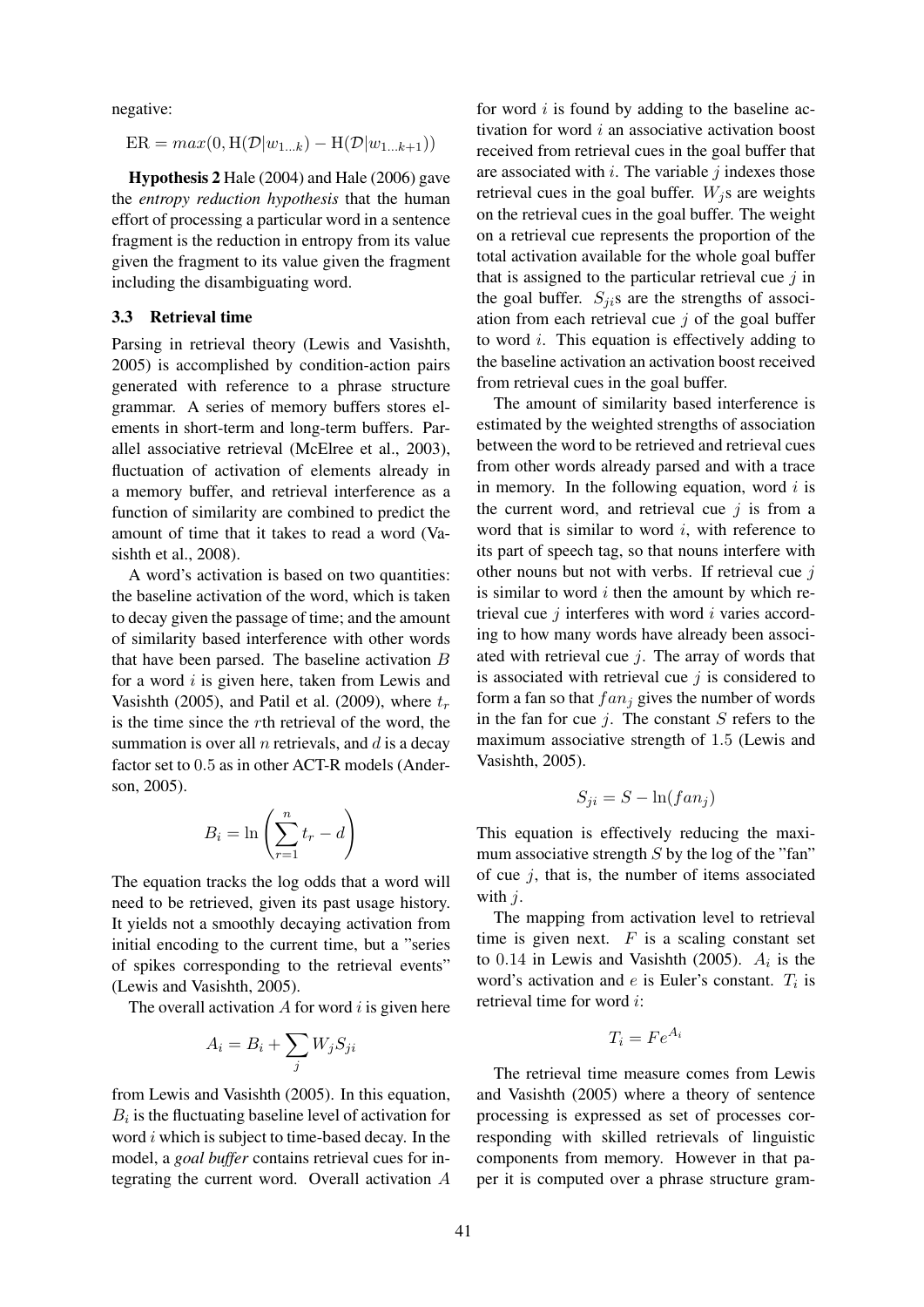negative:

$$\text{ER} = max(0, \text{H}(\mathcal{D}|w_{1...k}) - \text{H}(\mathcal{D}|w_{1...k+1}))$$

**Hypothesis 2** Hale (2004) and Hale (2006) gave the *entropy reduction hypothesis* that the human effort of processing a particular word in a sentence fragment is the reduction in entropy from its value given the fragment to its value given the fragment including the disambiguating word.

### 3.3 Retrieval time

Parsing in retrieval theory (Lewis and Vasishth, 2005) is accomplished by condition-action pairs generated with reference to a phrase structure grammar. A series of memory buffers stores elements in short-term and long-term buffers. Parallel associative retrieval (McElree et al., 2003), fluctuation of activation of elements already in a memory buffer, and retrieval interference as a function of similarity are combined to predict the amount of time that it takes to read a word (Vasishth et al., 2008).

A word's activation is based on two quantities: the baseline activation of the word, which is taken to decay given the passage of time; and the amount of similarity based interference with other words that have been parsed. The baseline activation $B$ for a word $i$ is given here, taken from Lewis and Vasishth (2005), and Patil et al. (2009), where $t_r$ is the time since the $r$th retrieval of the word, the summation is over all $n$ retrievals, and $d$ is a decay factor set to 0.5 as in other ACT-R models (Anderson, 2005).

$$B_i = \ln\left(\sum_{r=1}^{n} t_r - d\right)$$

The equation tracks the log odds that a word will need to be retrieved, given its past usage history. It yields not a smoothly decaying activation from initial encoding to the current time, but a "series of spikes corresponding to the retrieval events" (Lewis and Vasishth, 2005).

The overall activation $A$ for word $i$ is given here

$$A_i = B_i + \sum_j W_j S_{ji}$$

from Lewis and Vasishth (2005). In this equation, $B_i$ is the fluctuating baseline level of activation for word $i$ which is subject to time-based decay. In the model, a *goal buffer* contains retrieval cues for integrating the current word. Overall activation $A$ for word $i$ is found by adding to the baseline activation for word $i$ an associative activation boost received from retrieval cues in the goal buffer that are associated with $i$. The variable $j$ indexes those retrieval cues in the goal buffer. $W_j$s are weights on the retrieval cues in the goal buffer. The weight on a retrieval cue represents the proportion of the total activation available for the whole goal buffer that is assigned to the particular retrieval cue $j$ in the goal buffer. $S_{ji}$s are the strengths of association from each retrieval cue $j$ of the goal buffer to word $i$. This equation is effectively adding to the baseline activation an activation boost received from retrieval cues in the goal buffer.

The amount of similarity based interference is estimated by the weighted strengths of association between the word to be retrieved and retrieval cues from other words already parsed and with a trace in memory. In the following equation, word $i$ is the current word, and retrieval cue $j$ is from a word that is similar to word $i$, with reference to its part of speech tag, so that nouns interfere with other nouns but not with verbs. If retrieval cue $j$ is similar to word $i$ then the amount by which retrieval cue $j$ interferes with word $i$ varies according to how many words have already been associated with retrieval cue $j$. The array of words that is associated with retrieval cue $j$ is considered to form a fan so that $fan_j$ gives the number of words in the fan for cue $j$. The constant $S$ refers to the maximum associative strength of 1.5 (Lewis and Vasishth, 2005).

$$S_{ji} = S - \ln(fan_j)$$

This equation is effectively reducing the maximum associative strength $S$ by the log of the "fan" of cue $j$, that is, the number of items associated with $j$.

The mapping from activation level to retrieval time is given next. $F$ is a scaling constant set to 0.14 in Lewis and Vasishth (2005). $A_i$ is the word's activation and $e$ is Euler's constant. $T_i$ is retrieval time for word $i$:

$$T_i = Fe^{A_i}$$

The retrieval time measure comes from Lewis and Vasishth (2005) where a theory of sentence processing is expressed as set of processes corresponding with skilled retrievals of linguistic components from memory. However in that paper it is computed over a phrase structure gram-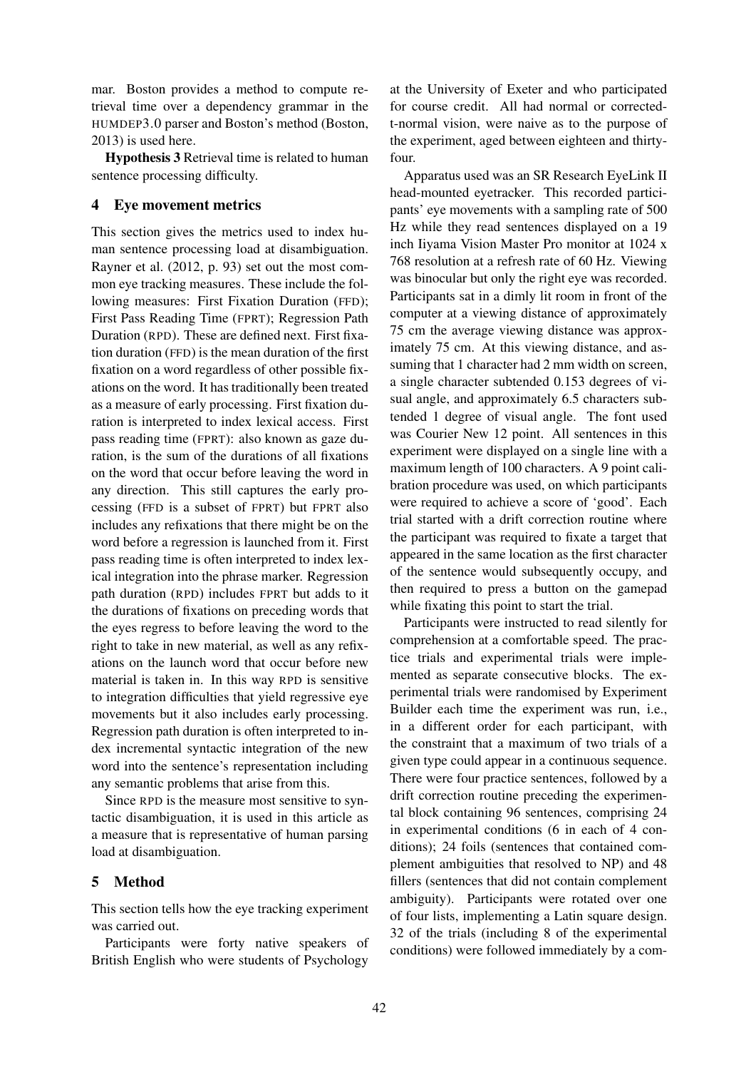mar. Boston provides a method to compute retrieval time over a dependency grammar in the HUMDEP3.0 parser and Boston's method (Boston, 2013) is used here.

**Hypothesis 3** Retrieval time is related to human sentence processing difficulty.

## 4 Eye movement metrics

This section gives the metrics used to index human sentence processing load at disambiguation. Rayner et al. (2012, p. 93) set out the most common eye tracking measures. These include the following measures: First Fixation Duration (FFD); First Pass Reading Time (FPRT); Regression Path Duration (RPD). These are defined next. First fixation duration (FFD) is the mean duration of the first fixation on a word regardless of other possible fixations on the word. It has traditionally been treated as a measure of early processing. First fixation duration is interpreted to index lexical access. First pass reading time (FPRT): also known as gaze duration, is the sum of the durations of all fixations on the word that occur before leaving the word in any direction. This still captures the early processing (FFD is a subset of FPRT) but FPRT also includes any refixations that there might be on the word before a regression is launched from it. First pass reading time is often interpreted to index lexical integration into the phrase marker. Regression path duration (RPD) includes FPRT but adds to it the durations of fixations on preceding words that the eyes regress to before leaving the word to the right to take in new material, as well as any refixations on the launch word that occur before new material is taken in. In this way RPD is sensitive to integration difficulties that yield regressive eye movements but it also includes early processing. Regression path duration is often interpreted to index incremental syntactic integration of the new word into the sentence's representation including any semantic problems that arise from this.

Since RPD is the measure most sensitive to syntactic disambiguation, it is used in this article as a measure that is representative of human parsing load at disambiguation.

## 5 Method

This section tells how the eye tracking experiment was carried out.

Participants were forty native speakers of British English who were students of Psychology at the University of Exeter and who participated for course credit. All had normal or corrected-t-normal vision, were naive as to the purpose of the experiment, aged between eighteen and thirty-four.

Apparatus used was an SR Research EyeLink II head-mounted eyetracker. This recorded participants' eye movements with a sampling rate of 500 Hz while they read sentences displayed on a 19 inch Iiyama Vision Master Pro monitor at 1024 x 768 resolution at a refresh rate of 60 Hz. Viewing was binocular but only the right eye was recorded. Participants sat in a dimly lit room in front of the computer at a viewing distance of approximately 75 cm the average viewing distance was approximately 75 cm. At this viewing distance, and assuming that 1 character had 2 mm width on screen, a single character subtended 0.153 degrees of visual angle, and approximately 6.5 characters subtended 1 degree of visual angle. The font used was Courier New 12 point. All sentences in this experiment were displayed on a single line with a maximum length of 100 characters. A 9 point calibration procedure was used, on which participants were required to achieve a score of 'good'. Each trial started with a drift correction routine where the participant was required to fixate a target that appeared in the same location as the first character of the sentence would subsequently occupy, and then required to press a button on the gamepad while fixating this point to start the trial.

Participants were instructed to read silently for comprehension at a comfortable speed. The practice trials and experimental trials were implemented as separate consecutive blocks. The experimental trials were randomised by Experiment Builder each time the experiment was run, i.e., in a different order for each participant, with the constraint that a maximum of two trials of a given type could appear in a continuous sequence. There were four practice sentences, followed by a drift correction routine preceding the experimental block containing 96 sentences, comprising 24 in experimental conditions (6 in each of 4 conditions); 24 foils (sentences that contained complement ambiguities that resolved to NP) and 48 fillers (sentences that did not contain complement ambiguity). Participants were rotated over one of four lists, implementing a Latin square design. 32 of the trials (including 8 of the experimental conditions) were followed immediately by a com-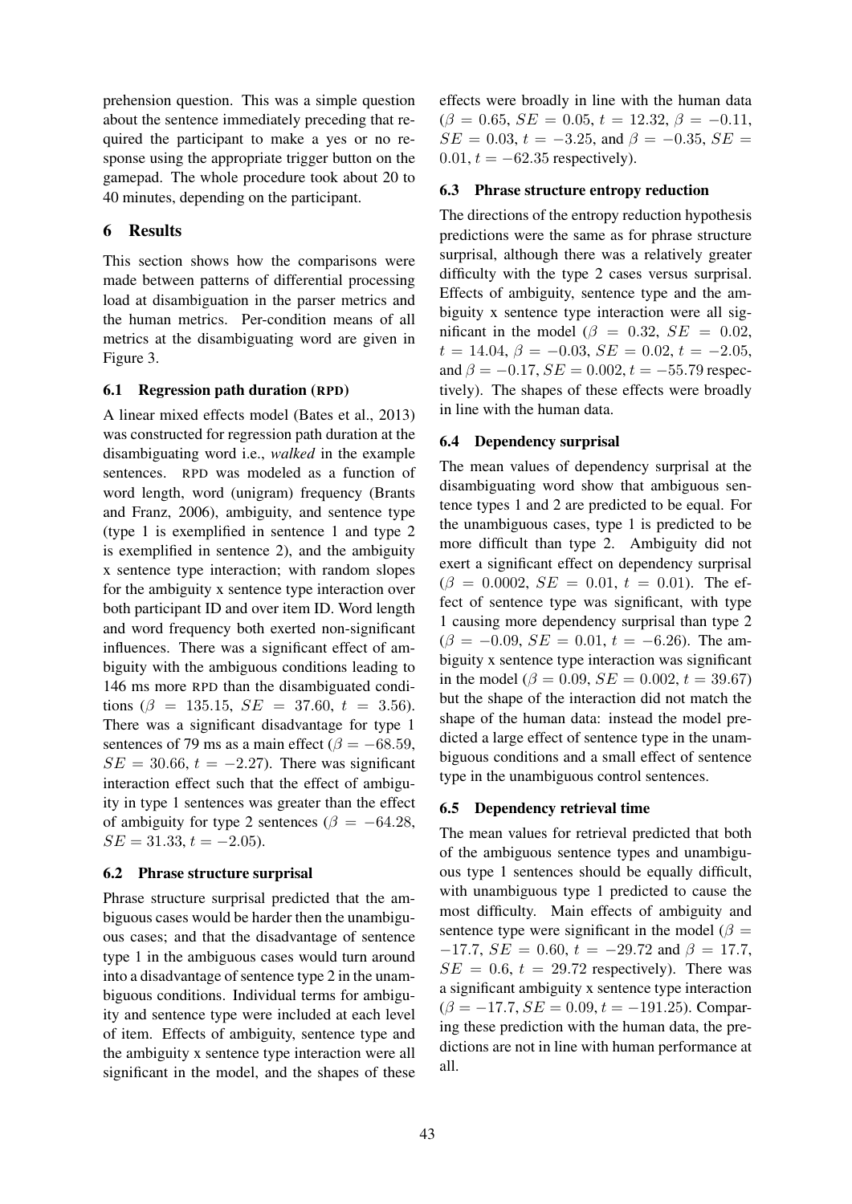prehension question. This was a simple question about the sentence immediately preceding that required the participant to make a yes or no response using the appropriate trigger button on the gamepad. The whole procedure took about 20 to 40 minutes, depending on the participant.

## 6 Results

This section shows how the comparisons were made between patterns of differential processing load at disambiguation in the parser metrics and the human metrics. Per-condition means of all metrics at the disambiguating word are given in Figure 3.

### 6.1 Regression path duration (RPD)

A linear mixed effects model (Bates et al., 2013) was constructed for regression path duration at the disambiguating word i.e., *walked* in the example sentences. RPD was modeled as a function of word length, word (unigram) frequency (Brants and Franz, 2006), ambiguity, and sentence type (type 1 is exemplified in sentence 1 and type 2 is exemplified in sentence 2), and the ambiguity x sentence type interaction; with random slopes for the ambiguity x sentence type interaction over both participant ID and over item ID. Word length and word frequency both exerted non-significant influences. There was a significant effect of ambiguity with the ambiguous conditions leading to 146 ms more RPD than the disambiguated conditions ($\beta = 135.15$, $SE = 37.60$, $t = 3.56$). There was a significant disadvantage for type 1 sentences of 79 ms as a main effect ($\beta = -68.59$, $SE = 30.66$, $t = -2.27$). There was significant interaction effect such that the effect of ambiguity in type 1 sentences was greater than the effect of ambiguity for type 2 sentences ($\beta = -64.28$, $SE = 31.33$, $t = -2.05$).

### 6.2 Phrase structure surprisal

Phrase structure surprisal predicted that the ambiguous cases would be harder then the unambiguous cases; and that the disadvantage of sentence type 1 in the ambiguous cases would turn around into a disadvantage of sentence type 2 in the unambiguous conditions. Individual terms for ambiguity and sentence type were included at each level of item. Effects of ambiguity, sentence type and the ambiguity x sentence type interaction were all significant in the model, and the shapes of these effects were broadly in line with the human data ($\beta = 0.65$, $SE = 0.05$, $t = 12.32$, $\beta = -0.11$, $SE = 0.03$, $t = -3.25$, and $\beta = -0.35$, $SE = 0.01$, $t = -62.35$ respectively).

### 6.3 Phrase structure entropy reduction

The directions of the entropy reduction hypothesis predictions were the same as for phrase structure surprisal, although there was a relatively greater difficulty with the type 2 cases versus surprisal. Effects of ambiguity, sentence type and the ambiguity x sentence type interaction were all significant in the model ($\beta = 0.32$, $SE = 0.02$, $t = 14.04$, $\beta = -0.03$, $SE = 0.02$, $t = -2.05$, and $\beta = -0.17$, $SE = 0.002$, $t = -55.79$ respectively). The shapes of these effects were broadly in line with the human data.

### 6.4 Dependency surprisal

The mean values of dependency surprisal at the disambiguating word show that ambiguous sentence types 1 and 2 are predicted to be equal. For the unambiguous cases, type 1 is predicted to be more difficult than type 2. Ambiguity did not exert a significant effect on dependency surprisal ($\beta = 0.0002$, $SE = 0.01$, $t = 0.01$). The effect of sentence type was significant, with type 1 causing more dependency surprisal than type 2 ($\beta = -0.09$, $SE = 0.01$, $t = -6.26$). The ambiguity x sentence type interaction was significant in the model ($\beta = 0.09$, $SE = 0.002$, $t = 39.67$) but the shape of the interaction did not match the shape of the human data: instead the model predicted a large effect of sentence type in the unambiguous conditions and a small effect of sentence type in the unambiguous control sentences.

### 6.5 Dependency retrieval time

The mean values for retrieval predicted that both of the ambiguous sentence types and unambiguous type 1 sentences should be equally difficult, with unambiguous type 1 predicted to cause the most difficulty. Main effects of ambiguity and sentence type were significant in the model ($\beta = -17.7$, $SE = 0.60$, $t = -29.72$ and $\beta = 17.7$, $SE = 0.6$, $t = 29.72$ respectively). There was a significant ambiguity x sentence type interaction ($\beta = -17.7$, $SE = 0.09$, $t = -191.25$). Comparing these prediction with the human data, the predictions are not in line with human performance at all.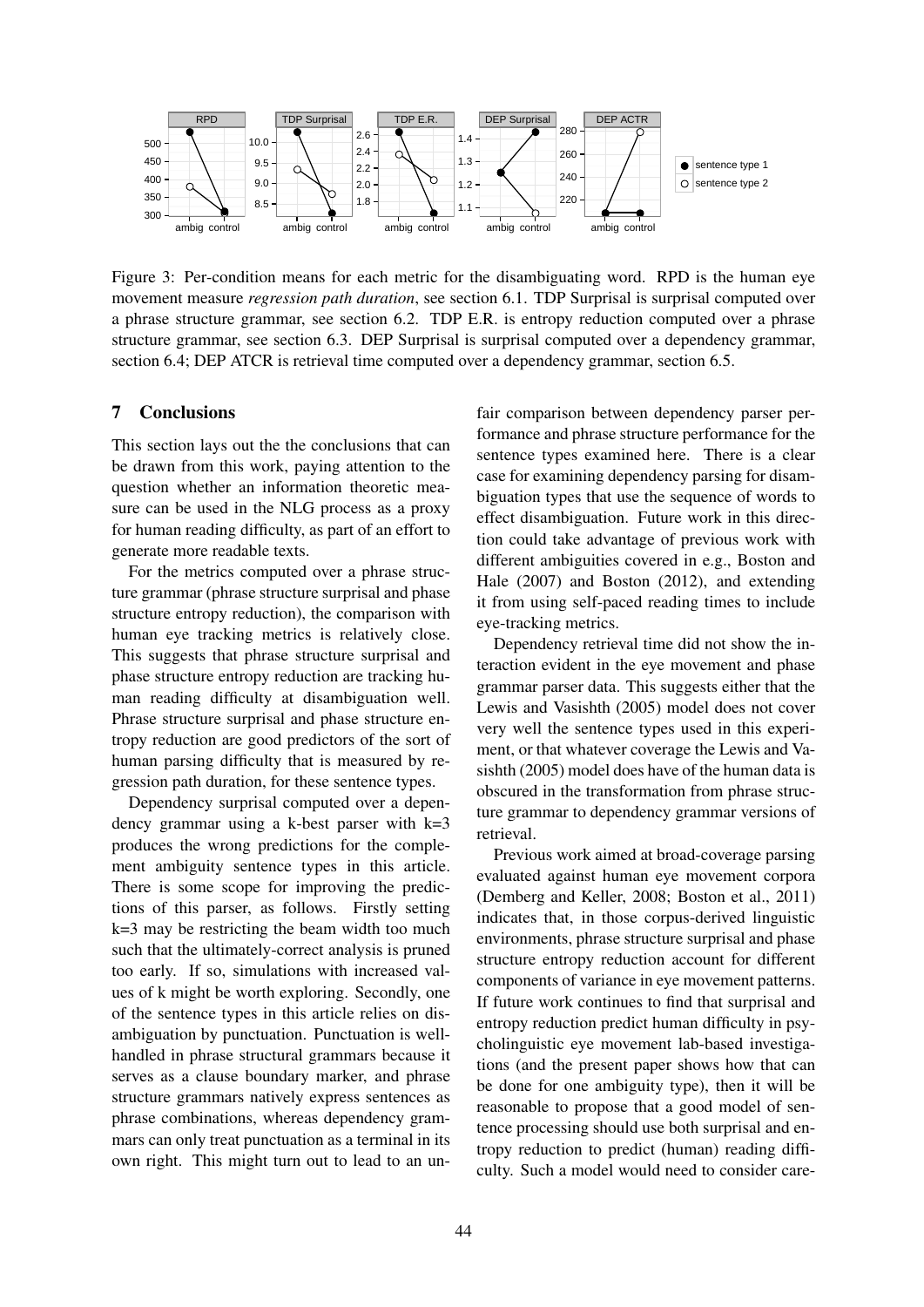Figure 3: Per-condition means for each metric for the disambiguating word. RPD is the human eye movement measure *regression path duration*, see section 6.1. TDP Surprisal is surprisal computed over a phrase structure grammar, see section 6.2. TDP E.R. is entropy reduction computed over a phrase structure grammar, see section 6.3. DEP Surprisal is surprisal computed over a dependency grammar, section 6.4; DEP ATCR is retrieval time computed over a dependency grammar, section 6.5.

## 7 Conclusions

This section lays out the the conclusions that can be drawn from this work, paying attention to the question whether an information theoretic measure can be used in the NLG process as a proxy for human reading difficulty, as part of an effort to generate more readable texts.

For the metrics computed over a phrase structure grammar (phrase structure surprisal and phase structure entropy reduction), the comparison with human eye tracking metrics is relatively close. This suggests that phrase structure surprisal and phase structure entropy reduction are tracking human reading difficulty at disambiguation well. Phrase structure surprisal and phase structure entropy reduction are good predictors of the sort of human parsing difficulty that is measured by regression path duration, for these sentence types.

Dependency surprisal computed over a dependency grammar using a k-best parser with k=3 produces the wrong predictions for the complement ambiguity sentence types in this article. There is some scope for improving the predictions of this parser, as follows. Firstly setting k=3 may be restricting the beam width too much such that the ultimately-correct analysis is pruned too early. If so, simulations with increased values of k might be worth exploring. Secondly, one of the sentence types in this article relies on disambiguation by punctuation. Punctuation is well-handled in phrase structural grammars because it serves as a clause boundary marker, and phrase structure grammars natively express sentences as phrase combinations, whereas dependency grammars can only treat punctuation as a terminal in its own right. This might turn out to lead to an unfair comparison between dependency parser performance and phrase structure performance for the sentence types examined here. There is a clear case for examining dependency parsing for disambiguation types that use the sequence of words to effect disambiguation. Future work in this direction could take advantage of previous work with different ambiguities covered in e.g., Boston and Hale (2007) and Boston (2012), and extending it from using self-paced reading times to include eye-tracking metrics.

Dependency retrieval time did not show the interaction evident in the eye movement and phase grammar parser data. This suggests either that the Lewis and Vasishth (2005) model does not cover very well the sentence types used in this experiment, or that whatever coverage the Lewis and Vasishth (2005) model does have of the human data is obscured in the transformation from phrase structure grammar to dependency grammar versions of retrieval.

Previous work aimed at broad-coverage parsing evaluated against human eye movement corpora (Demberg and Keller, 2008; Boston et al., 2011) indicates that, in those corpus-derived linguistic environments, phrase structure surprisal and phase structure entropy reduction account for different components of variance in eye movement patterns. If future work continues to find that surprisal and entropy reduction predict human difficulty in psycholinguistic eye movement lab-based investigations (and the present paper shows how that can be done for one ambiguity type), then it will be reasonable to propose that a good model of sentence processing should use both surprisal and entropy reduction to predict (human) reading difficulty. Such a model would need to consider care-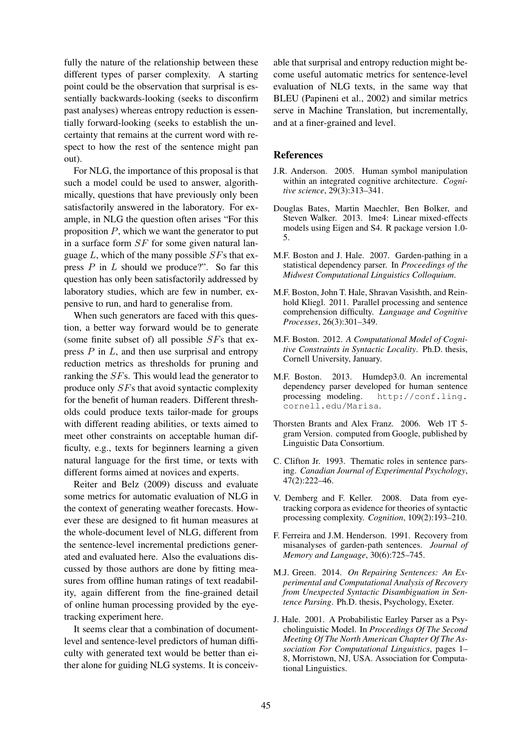fully the nature of the relationship between these different types of parser complexity. A starting point could be the observation that surprisal is essentially backwards-looking (seeks to disconfirm past analyses) whereas entropy reduction is essentially forward-looking (seeks to establish the uncertainty that remains at the current word with respect to how the rest of the sentence might pan out).

For NLG, the importance of this proposal is that such a model could be used to answer, algorithmically, questions that have previously only been satisfactorily answered in the laboratory. For example, in NLG the question often arises "For this proposition $P$, which we want the generator to put in a surface form $SF$ for some given natural language $L$, which of the many possible $SF$s that express $P$ in $L$ should we produce?". So far this question has only been satisfactorily addressed by laboratory studies, which are few in number, expensive to run, and hard to generalise from.

When such generators are faced with this question, a better way forward would be to generate (some finite subset of) all possible $SF$s that express $P$ in $L$, and then use surprisal and entropy reduction metrics as thresholds for pruning and ranking the $SF$s. This would lead the generator to produce only $SF$s that avoid syntactic complexity for the benefit of human readers. Different thresholds could produce texts tailor-made for groups with different reading abilities, or texts aimed to meet other constraints on acceptable human difficulty, e.g., texts for beginners learning a given natural language for the first time, or texts with different forms aimed at novices and experts.

Reiter and Belz (2009) discuss and evaluate some metrics for automatic evaluation of NLG in the context of generating weather forecasts. However these are designed to fit human measures at the whole-document level of NLG, different from the sentence-level incremental predictions generated and evaluated here. Also the evaluations discussed by those authors are done by fitting measures from offline human ratings of text readability, again different from the fine-grained detail of online human processing provided by the eye-tracking experiment here.

It seems clear that a combination of document-level and sentence-level predictors of human difficulty with generated text would be better than either alone for guiding NLG systems. It is conceivable that surprisal and entropy reduction might become useful automatic metrics for sentence-level evaluation of NLG texts, in the same way that BLEU (Papineni et al., 2002) and similar metrics serve in Machine Translation, but incrementally, and at a finer-grained and level.

## References

J.R. Anderson. 2005. Human symbol manipulation within an integrated cognitive architecture. *Cognitive science*, 29(3):313–341.

Douglas Bates, Martin Maechler, Ben Bolker, and Steven Walker. 2013. lme4: Linear mixed-effects models using Eigen and S4. R package version 1.0-5.

M.F. Boston and J. Hale. 2007. Garden-pathing in a statistical dependency parser. In *Proceedings of the Midwest Computational Linguistics Colloquium*.

M.F. Boston, John T. Hale, Shravan Vasishth, and Reinhold Kliegl. 2011. Parallel processing and sentence comprehension difficulty. *Language and Cognitive Processes*, 26(3):301–349.

M.F. Boston. 2012. *A Computational Model of Cognitive Constraints in Syntactic Locality*. Ph.D. thesis, Cornell University, January.

M.F. Boston. 2013. Humdep3.0. An incremental dependency parser developed for human sentence processing modeling. http://conf.ling.cornell.edu/Marisa.

Thorsten Brants and Alex Franz. 2006. Web 1T 5-gram Version. computed from Google, published by Linguistic Data Consortium.

C. Clifton Jr. 1993. Thematic roles in sentence parsing. *Canadian Journal of Experimental Psychology*, 47(2):222–46.

V. Demberg and F. Keller. 2008. Data from eye-tracking corpora as evidence for theories of syntactic processing complexity. *Cognition*, 109(2):193–210.

F. Ferreira and J.M. Henderson. 1991. Recovery from misanalyses of garden-path sentences. *Journal of Memory and Language*, 30(6):725–745.

M.J. Green. 2014. *On Repairing Sentences: An Experimental and Computational Analysis of Recovery from Unexpected Syntactic Disambiguation in Sentence Parsing*. Ph.D. thesis, Psychology, Exeter.

J. Hale. 2001. A Probabilistic Earley Parser as a Psycholinguistic Model. In *Proceedings Of The Second Meeting Of The North American Chapter Of The Association For Computational Linguistics*, pages 1–8, Morristown, NJ, USA. Association for Computational Linguistics.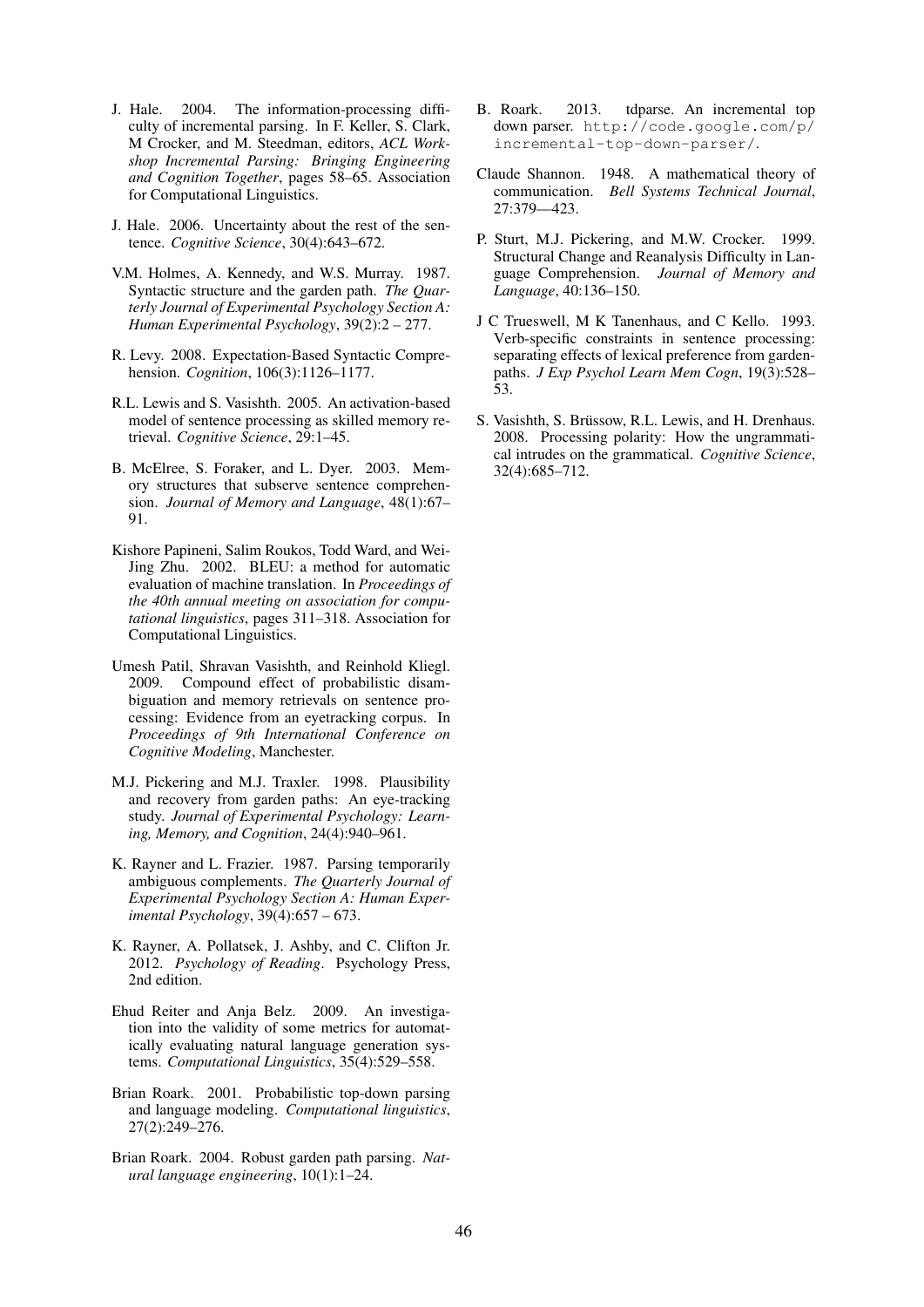J. Hale. 2004. The information-processing difficulty of incremental parsing. In F. Keller, S. Clark, M Crocker, and M. Steedman, editors, *ACL Workshop Incremental Parsing: Bringing Engineering and Cognition Together*, pages 58–65. Association for Computational Linguistics.

J. Hale. 2006. Uncertainty about the rest of the sentence. *Cognitive Science*, 30(4):643–672.

V.M. Holmes, A. Kennedy, and W.S. Murray. 1987. Syntactic structure and the garden path. *The Quarterly Journal of Experimental Psychology Section A: Human Experimental Psychology*, 39(2):2 – 277.

R. Levy. 2008. Expectation-Based Syntactic Comprehension. *Cognition*, 106(3):1126–1177.

R.L. Lewis and S. Vasishth. 2005. An activation-based model of sentence processing as skilled memory retrieval. *Cognitive Science*, 29:1–45.

B. McElree, S. Foraker, and L. Dyer. 2003. Memory structures that subserve sentence comprehension. *Journal of Memory and Language*, 48(1):67–91.

Kishore Papineni, Salim Roukos, Todd Ward, and Wei-Jing Zhu. 2002. BLEU: a method for automatic evaluation of machine translation. In *Proceedings of the 40th annual meeting on association for computational linguistics*, pages 311–318. Association for Computational Linguistics.

Umesh Patil, Shravan Vasishth, and Reinhold Kliegl. 2009. Compound effect of probabilistic disambiguation and memory retrievals on sentence processing: Evidence from an eyetracking corpus. In *Proceedings of 9th International Conference on Cognitive Modeling*, Manchester.

M.J. Pickering and M.J. Traxler. 1998. Plausibility and recovery from garden paths: An eye-tracking study. *Journal of Experimental Psychology: Learning, Memory, and Cognition*, 24(4):940–961.

K. Rayner and L. Frazier. 1987. Parsing temporarily ambiguous complements. *The Quarterly Journal of Experimental Psychology Section A: Human Experimental Psychology*, 39(4):657 – 673.

K. Rayner, A. Pollatsek, J. Ashby, and C. Clifton Jr. 2012. *Psychology of Reading*. Psychology Press, 2nd edition.

Ehud Reiter and Anja Belz. 2009. An investigation into the validity of some metrics for automatically evaluating natural language generation systems. *Computational Linguistics*, 35(4):529–558.

Brian Roark. 2001. Probabilistic top-down parsing and language modeling. *Computational linguistics*, 27(2):249–276.

Brian Roark. 2004. Robust garden path parsing. *Natural language engineering*, 10(1):1–24.

B. Roark. 2013. tdparse. An incremental top down parser. http://code.google.com/p/incremental-top-down-parser/.

Claude Shannon. 1948. A mathematical theory of communication. *Bell Systems Technical Journal*, 27:379—423.

P. Sturt, M.J. Pickering, and M.W. Crocker. 1999. Structural Change and Reanalysis Difficulty in Language Comprehension. *Journal of Memory and Language*, 40:136–150.

J C Trueswell, M K Tanenhaus, and C Kello. 1993. Verb-specific constraints in sentence processing: separating effects of lexical preference from garden-paths. *J Exp Psychol Learn Mem Cogn*, 19(3):528–53.

S. Vasishth, S. Brüssow, R.L. Lewis, and H. Drenhaus. 2008. Processing polarity: How the ungrammatical intrudes on the grammatical. *Cognitive Science*, 32(4):685–712.